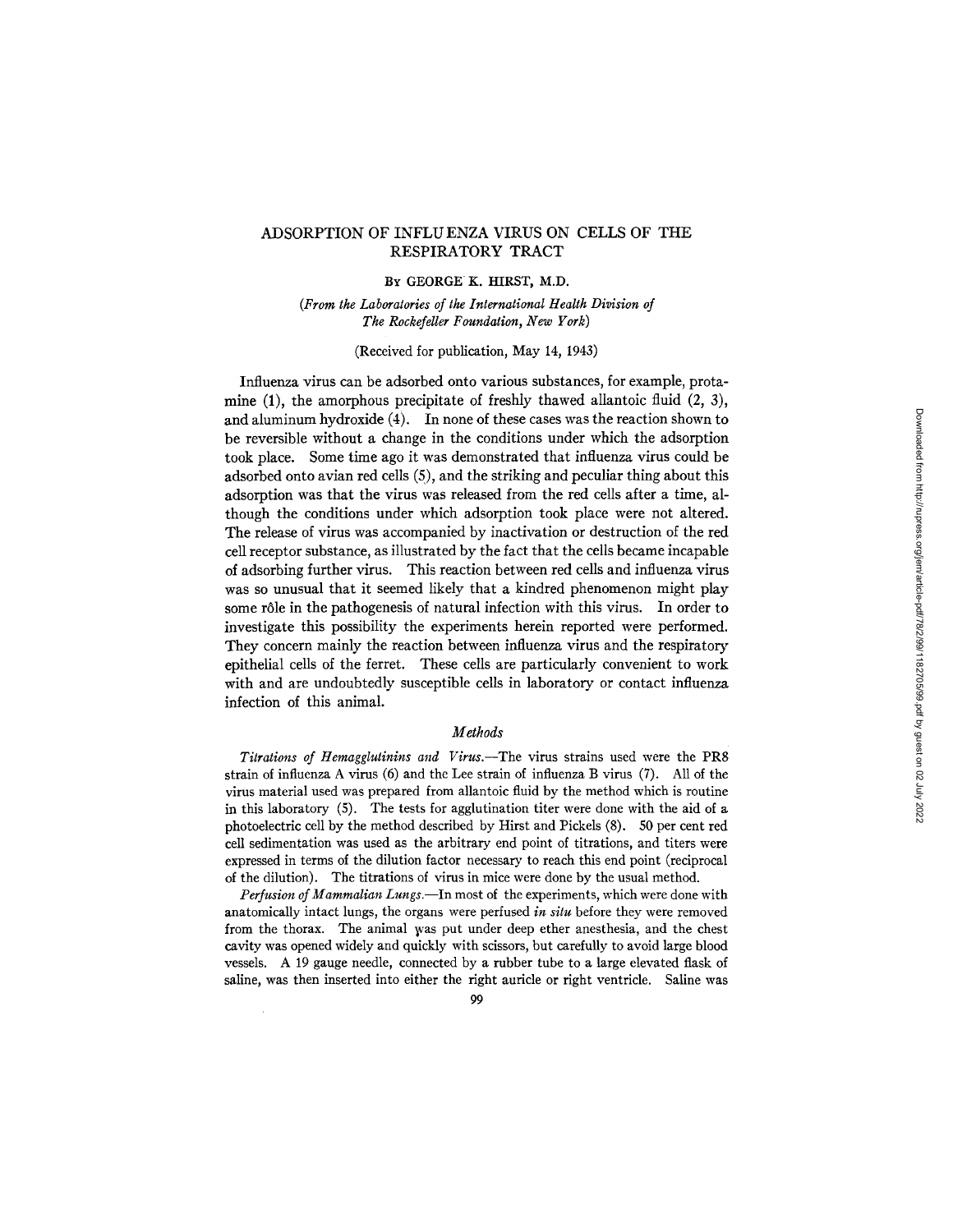# ADSORPTION OF INFLUENZA VIRUS ON CELLS OF THE RESPIRATORY TRACT

By GEORGE K. HIRST, M.D.

*(From the Laboratories of the International Health Division of The Rockefeller Foundation, New York)*

(Received for publication, May 14, 1943)

Influenza virus can be adsorbed onto various substances, for example, protamine (1), the amorphous precipitate of freshly thawed allantoic fluid (2, 3), and aluminum hydroxide (4). In none of these cases was the reaction shown to be reversible without a change in the conditions under which the adsorption took place. Some time ago it was demonstrated that influenza virus could be adsorbed onto avian red cells (5), and the striking and peculiar thing about this adsorption was that the virus was released from the red cells after a time, although the conditions under which adsorption took place were not altered. The release of virus was accompanied by inactivation or destruction of the red cell receptor substance, as illustrated by the fact that the cells became incapable of adsorbing further virus. This reaction between red cells and influenza virus was so unusual that it seemed likely that a kindred phenomenon might play some rôle in the pathogenesis of natural infection with this virus. In order to investigate this possibility the experiments herein reported were performed. They concern mainly the reaction between influenza virus and the respiratory epithelial cells of the ferret. These cells are particularly convenient to work with and are undoubtedly susceptible cells in laboratory or contact influenza infection of this animal.

## Methods

*Titrations of Hemagglutinins and Virus.*—The virus strains used were the PR8 strain of influenza A virus (6) and the Lee strain of influenza B virus (7). All of the virus material used was prepared from allantoic fluid by the method which is routine in this laboratory (5). The tests for agglutination titer were done with the aid of a photoelectric cell by the method described by Hirst and Pickels (8). 50 per cent red cell sedimentation was used as the arbitrary end point of titrations, and titers were expressed in terms of the dilution factor necessary to reach this end point (reciprocal of the dilution). The titrations of virus in mice were done by the usual method.

*Perfusion of Mammalian Lungs.*—In most of the experiments, which were done with anatomically intact lungs, the organs were perfused *in situ* before they were removed from the thorax. The animal was put under deep ether anesthesia, and the chest cavity was opened widely and quickly with scissors, but carefully to avoid large blood vessels. A 19 gauge needle, connected by a rubber tube to a large elevated flask of saline, was then inserted into either the right auricle or right ventricle. Saline was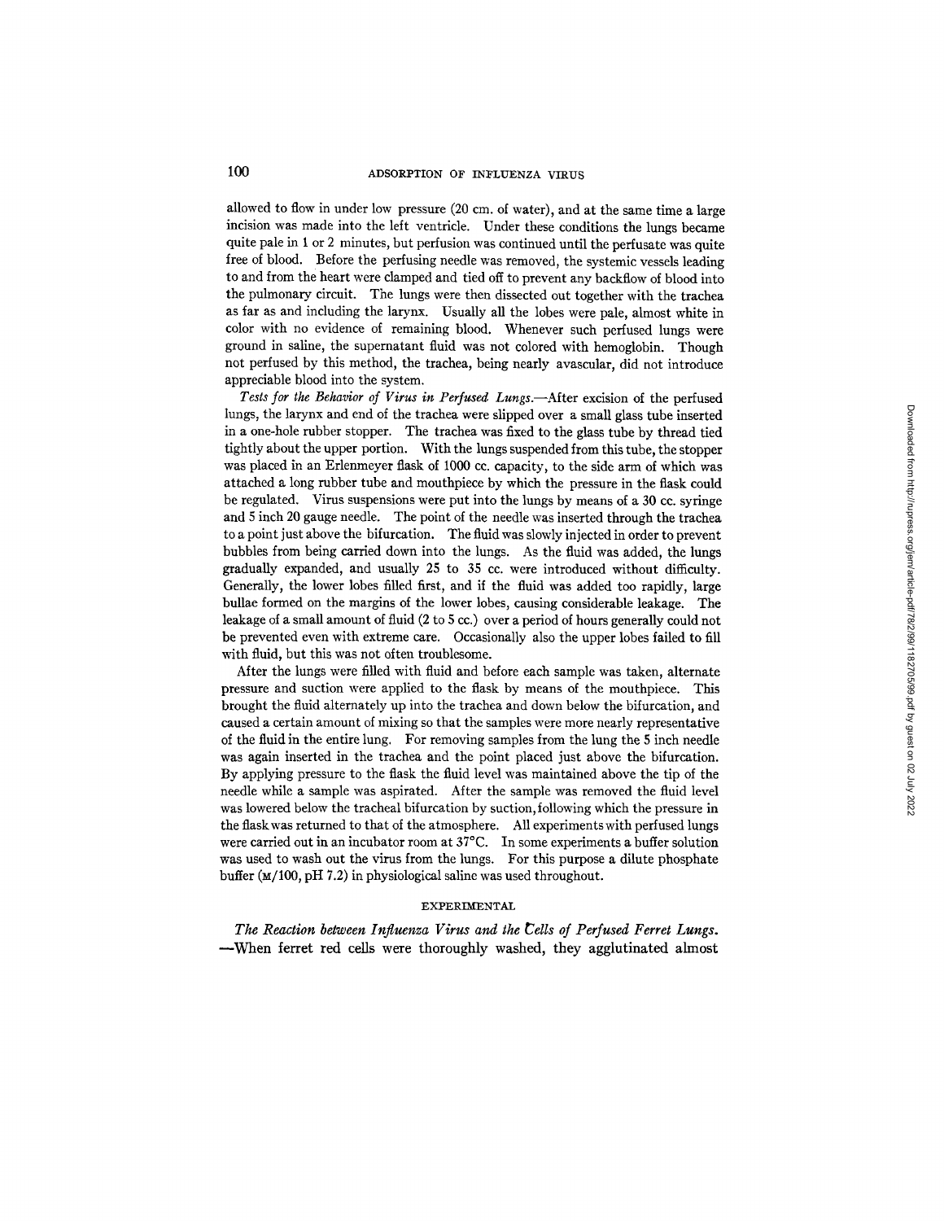allowed to flow in under low pressure (20 cm. of water), and at the same time a large incision was made into the left ventricle. Under these conditions the lungs became quite pale in 1 or 2 minutes, but perfusion was continued until the perfusate was quite free of blood. Before the perfusing needle was removed, the systemic vessels leading to and from the heart were clamped and tied off to prevent any backflow of blood into the pulmonary circuit. The lungs were then dissected out together with the trachea as far as and including the larynx. Usually all the lobes were pale, almost white in color with no evidence of remaining blood. Whenever such perfused lungs were ground in saline, the supernatant fluid was not colored with hemoglobin. Though not perfused by this method, the trachea, being nearly avascular, did not introduce appreciable blood into the system.

*Tests for the Behavior of Virus in Perfused Lungs.*—After excision of the perfused lungs, the larynx and end of the trachea were slipped over a small glass tube inserted in a one-hole rubber stopper. The trachea was fixed to the glass tube by thread tied tightly about the upper portion. With the lungs suspended from this tube, the stopper was placed in an Erlenmeyer flask of 1000 cc. capacity, to the side arm of which was attached a long rubber tube and mouthpiece by which the pressure in the flask could be regulated. Virus suspensions were put into the lungs by means of a 30 cc. syringe and 5 inch 20 gauge needle. The point of the needle was inserted through the trachea to a point just above the bifurcation. The fluid was slowly injected in order to prevent bubbles from being carried down into the lungs. As the fluid was added, the lungs gradually expanded, and usually 25 to 35 cc. were introduced without difficulty. Generally, the lower lobes filled first, and if the fluid was added too rapidly, large bullae formed on the margins of the lower lobes, causing considerable leakage. The leakage of a small amount of fluid (2 to 5 cc.) over a period of hours generally could not be prevented even with extreme care. Occasionally also the upper lobes failed to fill with fluid, but this was not often troublesome.

After the lungs were filled with fluid and before each sample was taken, alternate pressure and suction were applied to the flask by means of the mouthpiece. This brought the fluid alternately up into the trachea and down below the bifurcation, and caused a certain amount of mixing so that the samples were more nearly representative of the fluid in the entire lung. For removing samples from the lung the 5 inch needle was again inserted in the trachea and the point placed just above the bifurcation. By applying pressure to the flask the fluid level was maintained above the tip of the needle while a sample was aspirated. After the sample was removed the fluid level was lowered below the tracheal bifurcation by suction, following which the pressure in the flask was returned to that of the atmosphere. All experiments with perfused lungs were carried out in an incubator room at 37°C. In some experiments a buffer solution was used to wash out the virus from the lungs. For this purpose a dilute phosphate buffer (M/100, pH 7.2) in physiological saline was used throughout.

## EXPERIMENTAL

*The Reaction between Influenza Virus and the Cells of Perfused Ferret Lungs.*—When ferret red cells were thoroughly washed, they agglutinated almost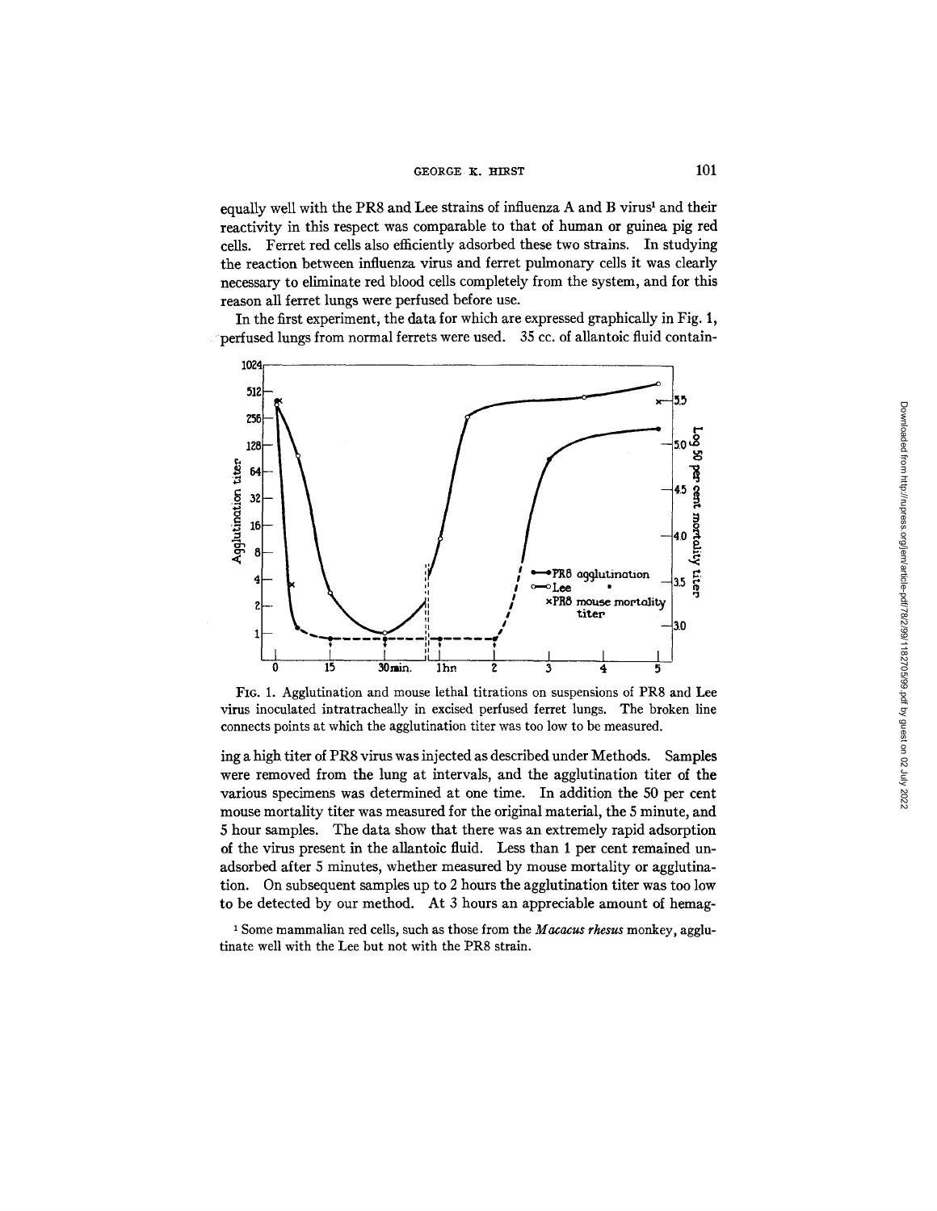equally well with the PR8 and Lee strains of influenza A and B virus[1] and their reactivity in this respect was comparable to that of human or guinea pig red cells. Ferret red cells also efficiently adsorbed these two strains. In studying the reaction between influenza virus and ferret pulmonary cells it was clearly necessary to eliminate red blood cells completely from the system, and for this reason all ferret lungs were perfused before use.

In the first experiment, the data for which are expressed graphically in Fig. 1, perfused lungs from normal ferrets were used. 35 cc. of allantoic fluid containing a high titer of PR8 virus was injected as described under Methods. Samples were removed from the lung at intervals, and the agglutination titer of the various specimens was determined at one time. In addition the 50 per cent mouse mortality titer was measured for the original material, the 5 minute, and 5 hour samples. The data show that there was an extremely rapid adsorption of the virus present in the allantoic fluid. Less than 1 per cent remained unadsorbed after 5 minutes, whether measured by mouse mortality or agglutination. On subsequent samples up to 2 hours the agglutination titer was too low to be detected by our method. At 3 hours an appreciable amount of hemag-

FIG. 1. Agglutination and mouse lethal titrations on suspensions of PR8 and Lee virus inoculated intratracheally in excised perfused ferret lungs. The broken line connects points at which the agglutination titer was too low to be measured.

[1] Some mammalian red cells, such as those from the *Macacus rhesus* monkey, agglutinate well with the Lee but not with the PR8 strain.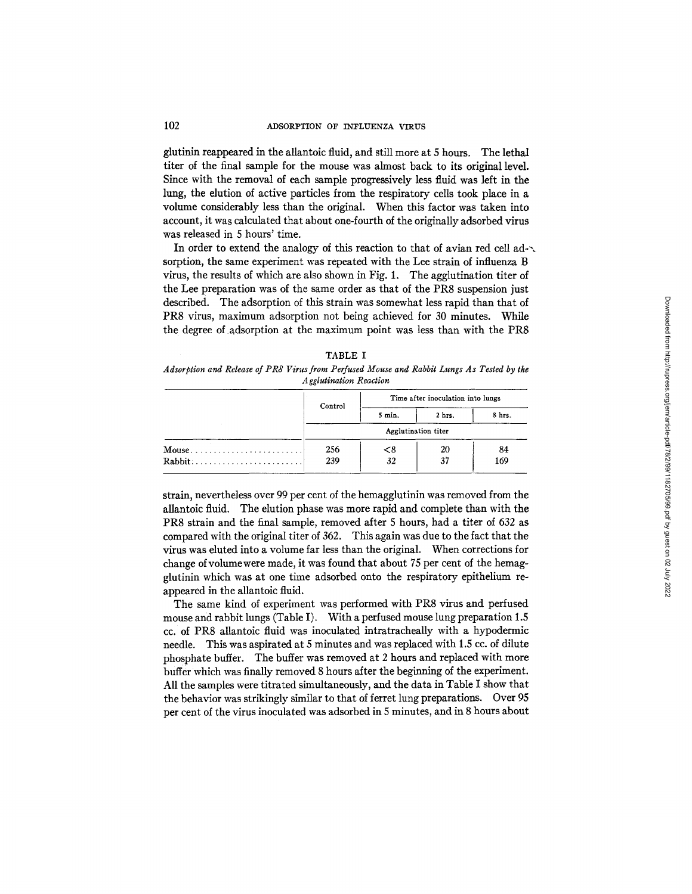glutinin reappeared in the allantoic fluid, and still more at 5 hours. The lethal titer of the final sample for the mouse was almost back to its original level. Since with the removal of each sample progressively less fluid was left in the lung, the elution of active particles from the respiratory cells took place in a volume considerably less than the original. When this factor was taken into account, it was calculated that about one-fourth of the originally adsorbed virus was released in 5 hours' time.

In order to extend the analogy of this reaction to that of avian red cell adsorption, the same experiment was repeated with the Lee strain of influenza B virus, the results of which are also shown in Fig. 1. The agglutination titer of the Lee preparation was of the same order as that of the PR8 suspension just described. The adsorption of this strain was somewhat less rapid than that of PR8 virus, maximum adsorption not being achieved for 30 minutes. While the degree of adsorption at the maximum point was less than with the PR8 strain, nevertheless over 99 per cent of the hemagglutinin was removed from the allantoic fluid. The elution phase was more rapid and complete than with the PR8 strain and the final sample, removed after 5 hours, had a titer of 632 as compared with the original titer of 362. This again was due to the fact that the virus was eluted into a volume far less than the original. When corrections for change of volume were made, it was found that about 75 per cent of the hemagglutinin which was at one time adsorbed onto the respiratory epithelium reappeared in the allantoic fluid.

TABLE I

*Adsorption and Release of PR8 Virus from Perfused Mouse and Rabbit Lungs As Tested by the Agglutination Reaction*

| | Control | Time after inoculation into lungs | | |
|---|---|---|---|---|
| | | 5 min. | 2 hrs. | 8 hrs. |
| | Agglutination titer | | | |
| Mouse | 256 | <8 | 20 | 84 |
| Rabbit | 239 | 32 | 37 | 169 |

The same kind of experiment was performed with PR8 virus and perfused mouse and rabbit lungs (Table I). With a perfused mouse lung preparation 1.5 cc. of PR8 allantoic fluid was inoculated intratracheally with a hypodermic needle. This was aspirated at 5 minutes and was replaced with 1.5 cc. of dilute phosphate buffer. The buffer was removed at 2 hours and replaced with more buffer which was finally removed 8 hours after the beginning of the experiment. All the samples were titrated simultaneously, and the data in Table I show that the behavior was strikingly similar to that of ferret lung preparations. Over 95 per cent of the virus inoculated was adsorbed in 5 minutes, and in 8 hours about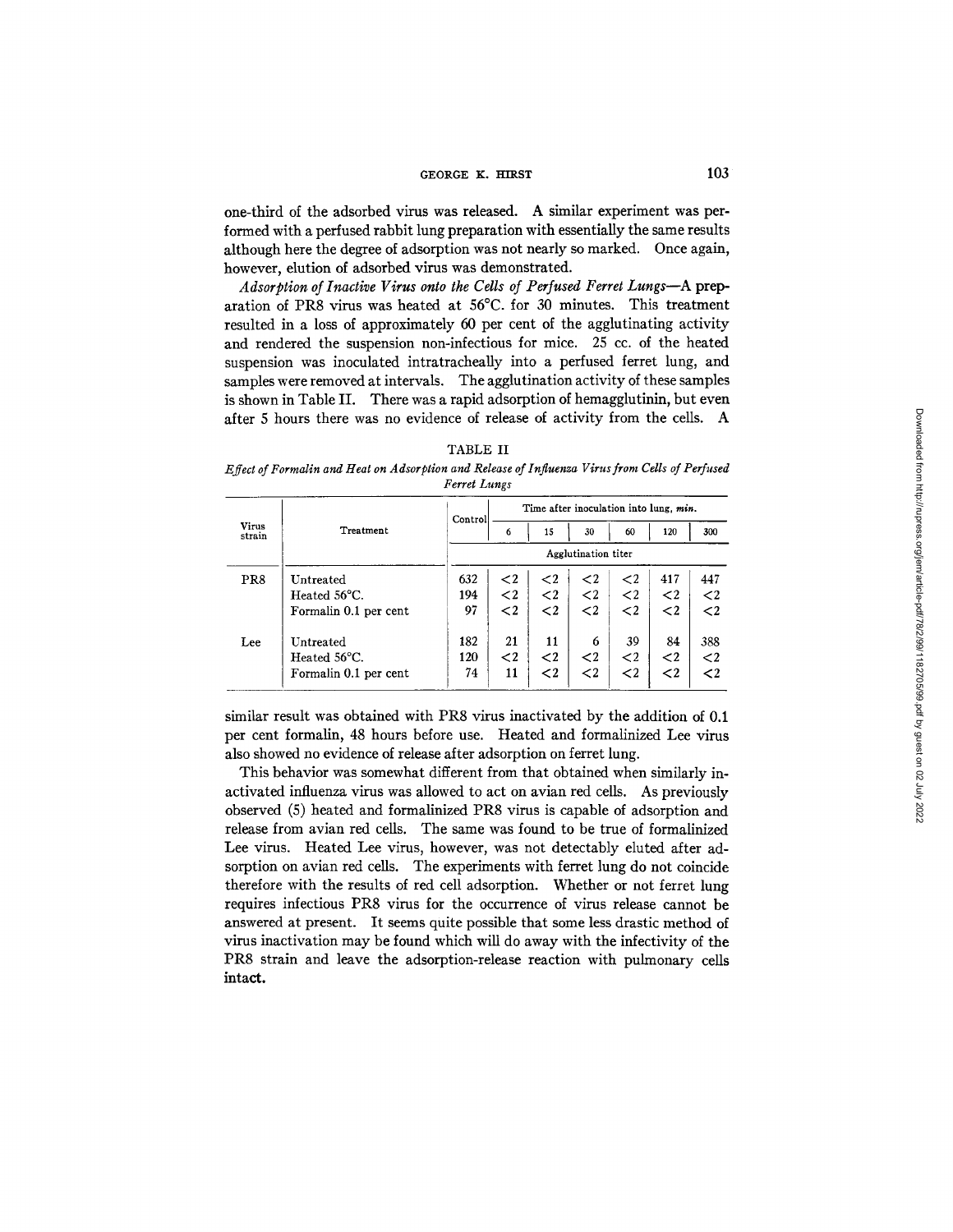one-third of the adsorbed virus was released. A similar experiment was performed with a perfused rabbit lung preparation with essentially the same results although here the degree of adsorption was not nearly so marked. Once again, however, elution of adsorbed virus was demonstrated.

*Adsorption of Inactive Virus onto the Cells of Perfused Ferret Lungs*—A preparation of PR8 virus was heated at 56°C. for 30 minutes. This treatment resulted in a loss of approximately 60 per cent of the agglutinating activity and rendered the suspension non-infectious for mice. 25 cc. of the heated suspension was inoculated intratracheally into a perfused ferret lung, and samples were removed at intervals. The agglutination activity of these samples is shown in Table II. There was a rapid adsorption of hemagglutinin, but even after 5 hours there was no evidence of release of activity from the cells. A similar result was obtained with PR8 virus inactivated by the addition of 0.1 per cent formalin, 48 hours before use. Heated and formalinized Lee virus also showed no evidence of release after adsorption on ferret lung.

TABLE II

*Effect of Formalin and Heat on Adsorption and Release of Influenza Virus from Cells of Perfused Ferret Lungs*

| Virus strain | Treatment | Control | Time after inoculation into lung, *min.* 6 | 15 | 30 | 60 | 120 | 300 |
|---|---|---|---|---|---|---|---|---|
| | | Agglutination titer | | | | | | |
| PR8 | Untreated | 632 | <2 | <2 | <2 | <2 | 417 | 447 |
| | Heated 56°C. | 194 | <2 | <2 | <2 | <2 | <2 | <2 |
| | Formalin 0.1 per cent | 97 | <2 | <2 | <2 | <2 | <2 | <2 |
| Lee | Untreated | 182 | 21 | 11 | 6 | 39 | 84 | 388 |
| | Heated 56°C. | 120 | <2 | <2 | <2 | <2 | <2 | <2 |
| | Formalin 0.1 per cent | 74 | 11 | <2 | <2 | <2 | <2 | <2 |

This behavior was somewhat different from that obtained when similarly inactivated influenza virus was allowed to act on avian red cells. As previously observed (5) heated and formalinized PR8 virus is capable of adsorption and release from avian red cells. The same was found to be true of formalinized Lee virus. Heated Lee virus, however, was not detectably eluted after adsorption on avian red cells. The experiments with ferret lung do not coincide therefore with the results of red cell adsorption. Whether or not ferret lung requires infectious PR8 virus for the occurrence of virus release cannot be answered at present. It seems quite possible that some less drastic method of virus inactivation may be found which will do away with the infectivity of the PR8 strain and leave the adsorption-release reaction with pulmonary cells intact.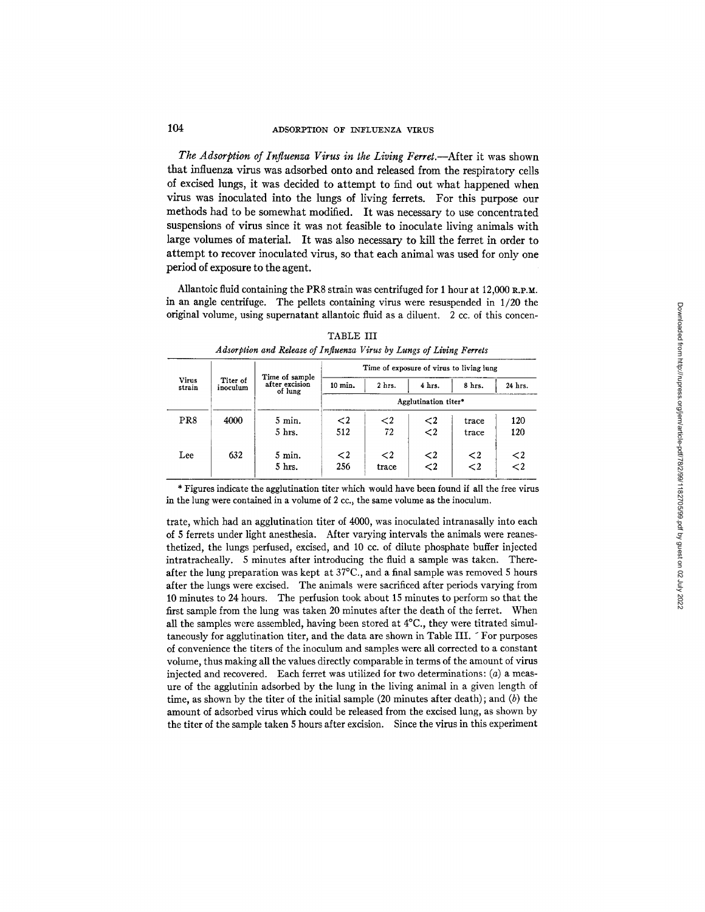*The Adsorption of Influenza Virus in the Living Ferret.*—After it was shown that influenza virus was adsorbed onto and released from the respiratory cells of excised lungs, it was decided to attempt to find out what happened when virus was inoculated into the lungs of living ferrets. For this purpose our methods had to be somewhat modified. It was necessary to use concentrated suspensions of virus since it was not feasible to inoculate living animals with large volumes of material. It was also necessary to kill the ferret in order to attempt to recover inoculated virus, so that each animal was used for only one period of exposure to the agent.

Allantoic fluid containing the PR8 strain was centrifuged for 1 hour at 12,000 R.P.M. in an angle centrifuge. The pellets containing virus were resuspended in 1/20 the original volume, using supernatant allantoic fluid as a diluent. 2 cc. of this concentrate, which had an agglutination titer of 4000, was inoculated intranasally into each of 5 ferrets under light anesthesia. After varying intervals the animals were reanesthetized, the lungs perfused, excised, and 10 cc. of dilute phosphate buffer injected intratracheally. 5 minutes after introducing the fluid a sample was taken. Thereafter the lung preparation was kept at 37°C., and a final sample was removed 5 hours after the lungs were excised. The animals were sacrificed after periods varying from 10 minutes to 24 hours. The perfusion took about 15 minutes to perform so that the first sample from the lung was taken 20 minutes after the death of the ferret. When all the samples were assembled, having been stored at 4°C., they were titrated simultaneously for agglutination titer, and the data are shown in Table III. For purposes of convenience the titers of the inoculum and samples were all corrected to a constant volume, thus making all the values directly comparable in terms of the amount of virus injected and recovered. Each ferret was utilized for two determinations: (*a*) a measure of the agglutinin adsorbed by the lung in the living animal in a given length of time, as shown by the titer of the initial sample (20 minutes after death); and (*b*) the amount of adsorbed virus which could be released from the excised lung, as shown by the titer of the sample taken 5 hours after excision. Since the virus in this experiment

TABLE III

*Adsorption and Release of Influenza Virus by Lungs of Living Ferrets*

| Virus strain | Titer of inoculum | Time of sample after excision of lung | Time of exposure of virus to living lung | | | | |
|---|---|---|---|---|---|---|---|
| | | | 10 min. | 2 hrs. | 4 hrs. | 8 hrs. | 24 hrs. |
| | | | Agglutination titer* | | | | |
| PR8 | 4000 | 5 min. | <2 | <2 | <2 | trace | 120 |
| | | 5 hrs. | 512 | 72 | <2 | trace | 120 |
| Lee | 632 | 5 min. | <2 | <2 | <2 | <2 | <2 |
| | | 5 hrs. | 256 | trace | <2 | <2 | <2 |

\* Figures indicate the agglutination titer which would have been found if all the free virus in the lung were contained in a volume of 2 cc., the same volume as the inoculum.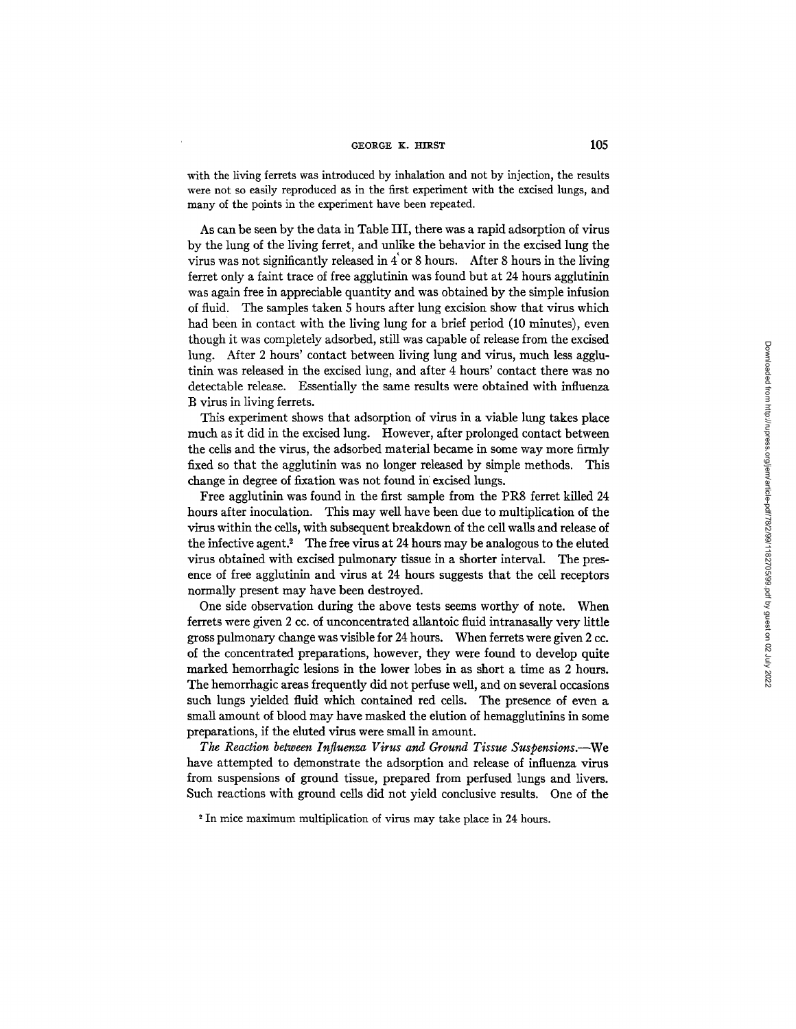with the living ferrets was introduced by inhalation and not by injection, the results were not so easily reproduced as in the first experiment with the excised lungs, and many of the points in the experiment have been repeated.

As can be seen by the data in Table III, there was a rapid adsorption of virus by the lung of the living ferret, and unlike the behavior in the excised lung the virus was not significantly released in 4 or 8 hours. After 8 hours in the living ferret only a faint trace of free agglutinin was found but at 24 hours agglutinin was again free in appreciable quantity and was obtained by the simple infusion of fluid. The samples taken 5 hours after lung excision show that virus which had been in contact with the living lung for a brief period (10 minutes), even though it was completely adsorbed, still was capable of release from the excised lung. After 2 hours' contact between living lung and virus, much less agglutinin was released in the excised lung, and after 4 hours' contact there was no detectable release. Essentially the same results were obtained with influenza B virus in living ferrets.

This experiment shows that adsorption of virus in a viable lung takes place much as it did in the excised lung. However, after prolonged contact between the cells and the virus, the adsorbed material became in some way more firmly fixed so that the agglutinin was no longer released by simple methods. This change in degree of fixation was not found in excised lungs.

Free agglutinin was found in the first sample from the PR8 ferret killed 24 hours after inoculation. This may well have been due to multiplication of the virus within the cells, with subsequent breakdown of the cell walls and release of the infective agent.[2] The free virus at 24 hours may be analogous to the eluted virus obtained with excised pulmonary tissue in a shorter interval. The presence of free agglutinin and virus at 24 hours suggests that the cell receptors normally present may have been destroyed.

One side observation during the above tests seems worthy of note. When ferrets were given 2 cc. of unconcentrated allantoic fluid intranasally very little gross pulmonary change was visible for 24 hours. When ferrets were given 2 cc. of the concentrated preparations, however, they were found to develop quite marked hemorrhagic lesions in the lower lobes in as short a time as 2 hours. The hemorrhagic areas frequently did not perfuse well, and on several occasions such lungs yielded fluid which contained red cells. The presence of even a small amount of blood may have masked the elution of hemagglutinins in some preparations, if the eluted virus were small in amount.

*The Reaction between Influenza Virus and Ground Tissue Suspensions.*—We have attempted to demonstrate the adsorption and release of influenza virus from suspensions of ground tissue, prepared from perfused lungs and livers. Such reactions with ground cells did not yield conclusive results. One of the

[2] In mice maximum multiplication of virus may take place in 24 hours.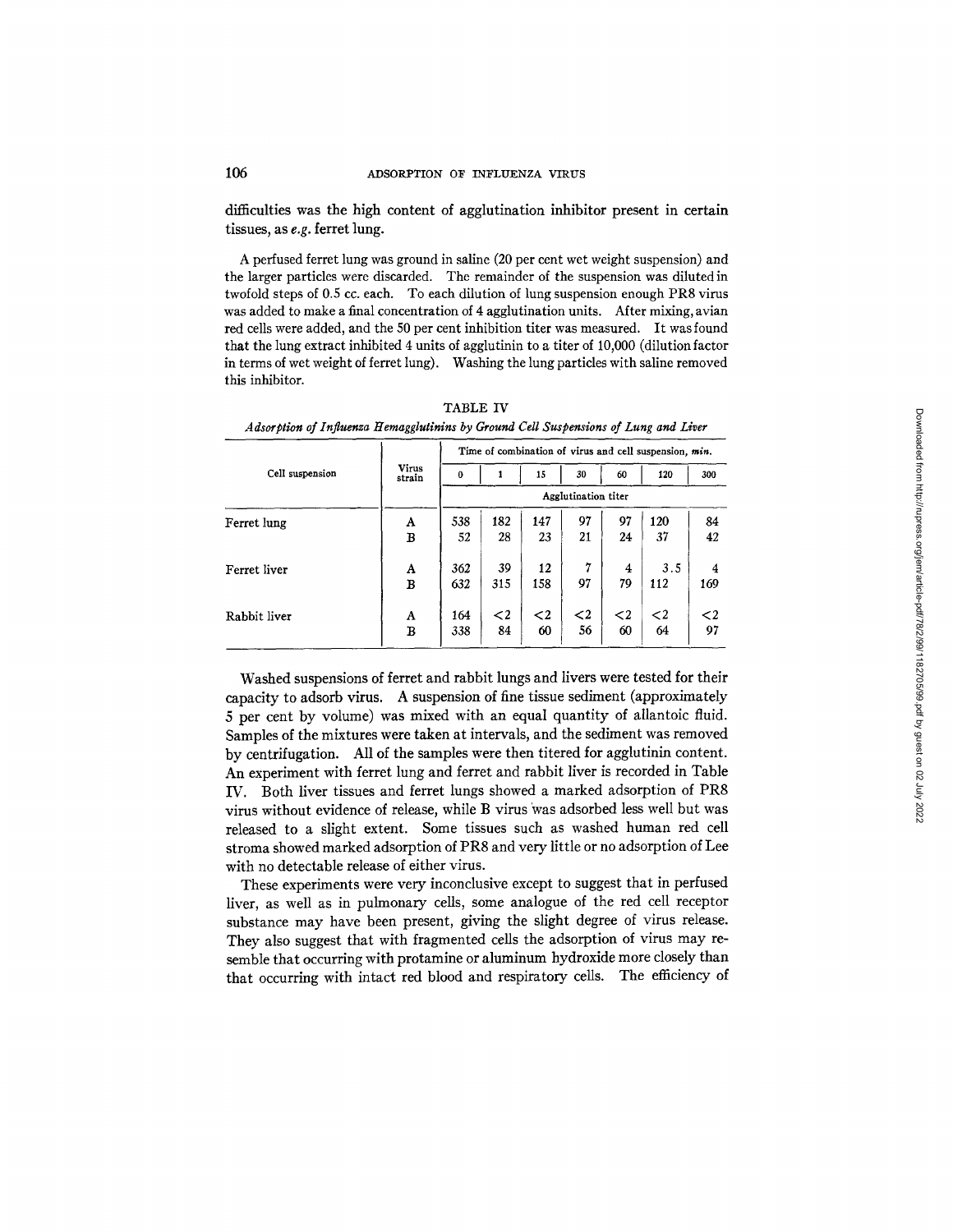difficulties was the high content of agglutination inhibitor present in certain tissues, as *e.g.* ferret lung.

A perfused ferret lung was ground in saline (20 per cent wet weight suspension) and the larger particles were discarded. The remainder of the suspension was diluted in twofold steps of 0.5 cc. each. To each dilution of lung suspension enough PR8 virus was added to make a final concentration of 4 agglutination units. After mixing, avian red cells were added, and the 50 per cent inhibition titer was measured. It was found that the lung extract inhibited 4 units of agglutinin to a titer of 10,000 (dilution factor in terms of wet weight of ferret lung). Washing the lung particles with saline removed this inhibitor.

TABLE IV

*Adsorption of Influenza Hemagglutinins by Ground Cell Suspensions of Lung and Liver*

| Cell suspension | Virus strain | Time of combination of virus and cell suspension, *min.* | | | | | | |
|---|---|---|---|---|---|---|---|---|
| | | 0 | 1 | 15 | 30 | 60 | 120 | 300 |
| | | Agglutination titer | | | | | | |
| Ferret lung | A | 538 | 182 | 147 | 97 | 97 | 120 | 84 |
| | B | 52 | 28 | 23 | 21 | 24 | 37 | 42 |
| Ferret liver | A | 362 | 39 | 12 | 7 | 4 | 3.5 | 4 |
| | B | 632 | 315 | 158 | 97 | 79 | 112 | 169 |
| Rabbit liver | A | 164 | <2 | <2 | <2 | <2 | <2 | <2 |
| | B | 338 | 84 | 60 | 56 | 60 | 64 | 97 |

Washed suspensions of ferret and rabbit lungs and livers were tested for their capacity to adsorb virus. A suspension of fine tissue sediment (approximately 5 per cent by volume) was mixed with an equal quantity of allantoic fluid. Samples of the mixtures were taken at intervals, and the sediment was removed by centrifugation. All of the samples were then titered for agglutinin content. An experiment with ferret lung and ferret and rabbit liver is recorded in Table IV. Both liver tissues and ferret lungs showed a marked adsorption of PR8 virus without evidence of release, while B virus was adsorbed less well but was released to a slight extent. Some tissues such as washed human red cell stroma showed marked adsorption of PR8 and very little or no adsorption of Lee with no detectable release of either virus.

These experiments were very inconclusive except to suggest that in perfused liver, as well as in pulmonary cells, some analogue of the red cell receptor substance may have been present, giving the slight degree of virus release. They also suggest that with fragmented cells the adsorption of virus may resemble that occurring with protamine or aluminum hydroxide more closely than that occurring with intact red blood and respiratory cells. The efficiency of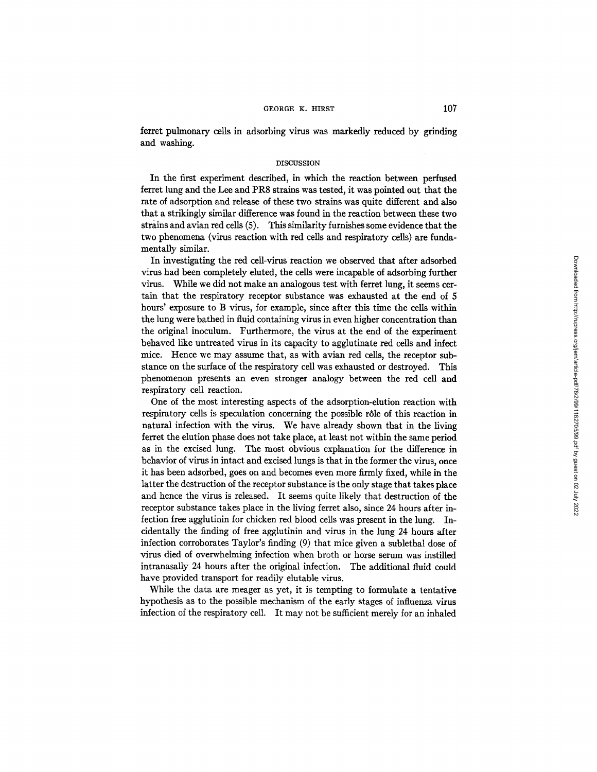ferret pulmonary cells in adsorbing virus was markedly reduced by grinding and washing.

## DISCUSSION

In the first experiment described, in which the reaction between perfused ferret lung and the Lee and PR8 strains was tested, it was pointed out that the rate of adsorption and release of these two strains was quite different and also that a strikingly similar difference was found in the reaction between these two strains and avian red cells (5). This similarity furnishes some evidence that the two phenomena (virus reaction with red cells and respiratory cells) are fundamentally similar.

In investigating the red cell-virus reaction we observed that after adsorbed virus had been completely eluted, the cells were incapable of adsorbing further virus. While we did not make an analogous test with ferret lung, it seems certain that the respiratory receptor substance was exhausted at the end of 5 hours' exposure to B virus, for example, since after this time the cells within the lung were bathed in fluid containing virus in even higher concentration than the original inoculum. Furthermore, the virus at the end of the experiment behaved like untreated virus in its capacity to agglutinate red cells and infect mice. Hence we may assume that, as with avian red cells, the receptor substance on the surface of the respiratory cell was exhausted or destroyed. This phenomenon presents an even stronger analogy between the red cell and respiratory cell reaction.

One of the most interesting aspects of the adsorption-elution reaction with respiratory cells is speculation concerning the possible rôle of this reaction in natural infection with the virus. We have already shown that in the living ferret the elution phase does not take place, at least not within the same period as in the excised lung. The most obvious explanation for the difference in behavior of virus in intact and excised lungs is that in the former the virus, once it has been adsorbed, goes on and becomes even more firmly fixed, while in the latter the destruction of the receptor substance is the only stage that takes place and hence the virus is released. It seems quite likely that destruction of the receptor substance takes place in the living ferret also, since 24 hours after infection free agglutinin for chicken red blood cells was present in the lung. Incidentally the finding of free agglutinin and virus in the lung 24 hours after infection corroborates Taylor's finding (9) that mice given a sublethal dose of virus died of overwhelming infection when broth or horse serum was instilled intranasally 24 hours after the original infection. The additional fluid could have provided transport for readily elutable virus.

While the data are meager as yet, it is tempting to formulate a tentative hypothesis as to the possible mechanism of the early stages of influenza virus infection of the respiratory cell. It may not be sufficient merely for an inhaled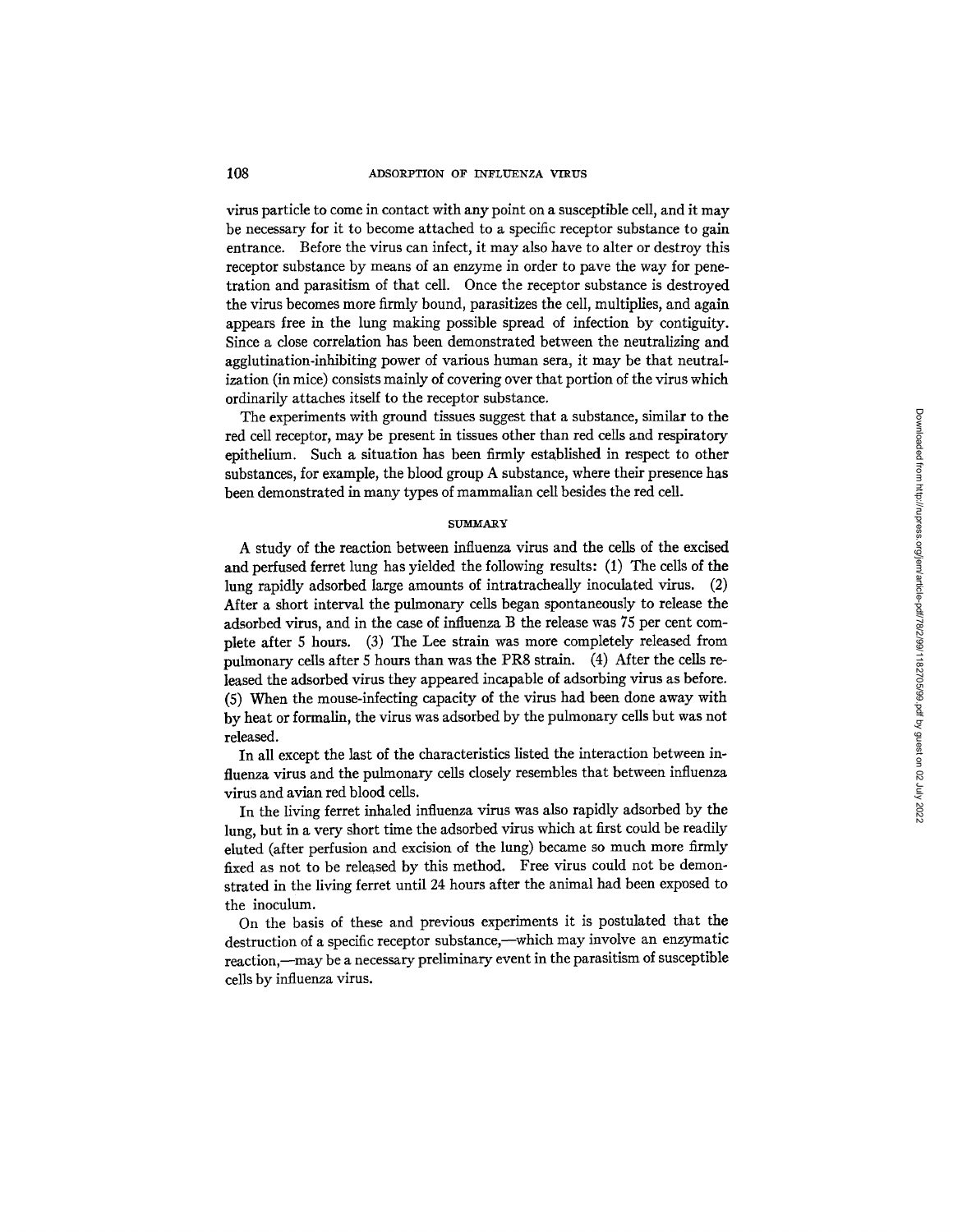virus particle to come in contact with any point on a susceptible cell, and it may be necessary for it to become attached to a specific receptor substance to gain entrance. Before the virus can infect, it may also have to alter or destroy this receptor substance by means of an enzyme in order to pave the way for penetration and parasitism of that cell. Once the receptor substance is destroyed the virus becomes more firmly bound, parasitizes the cell, multiplies, and again appears free in the lung making possible spread of infection by contiguity. Since a close correlation has been demonstrated between the neutralizing and agglutination-inhibiting power of various human sera, it may be that neutralization (in mice) consists mainly of covering over that portion of the virus which ordinarily attaches itself to the receptor substance.

The experiments with ground tissues suggest that a substance, similar to the red cell receptor, may be present in tissues other than red cells and respiratory epithelium. Such a situation has been firmly established in respect to other substances, for example, the blood group A substance, where their presence has been demonstrated in many types of mammalian cell besides the red cell.

## SUMMARY

A study of the reaction between influenza virus and the cells of the excised and perfused ferret lung has yielded the following results: (1) The cells of the lung rapidly adsorbed large amounts of intratracheally inoculated virus. (2) After a short interval the pulmonary cells began spontaneously to release the adsorbed virus, and in the case of influenza B the release was 75 per cent complete after 5 hours. (3) The Lee strain was more completely released from pulmonary cells after 5 hours than was the PR8 strain. (4) After the cells released the adsorbed virus they appeared incapable of adsorbing virus as before. (5) When the mouse-infecting capacity of the virus had been done away with by heat or formalin, the virus was adsorbed by the pulmonary cells but was not released.

In all except the last of the characteristics listed the interaction between influenza virus and the pulmonary cells closely resembles that between influenza virus and avian red blood cells.

In the living ferret inhaled influenza virus was also rapidly adsorbed by the lung, but in a very short time the adsorbed virus which at first could be readily eluted (after perfusion and excision of the lung) became so much more firmly fixed as not to be released by this method. Free virus could not be demonstrated in the living ferret until 24 hours after the animal had been exposed to the inoculum.

On the basis of these and previous experiments it is postulated that the destruction of a specific receptor substance,—which may involve an enzymatic reaction,—may be a necessary preliminary event in the parasitism of susceptible cells by influenza virus.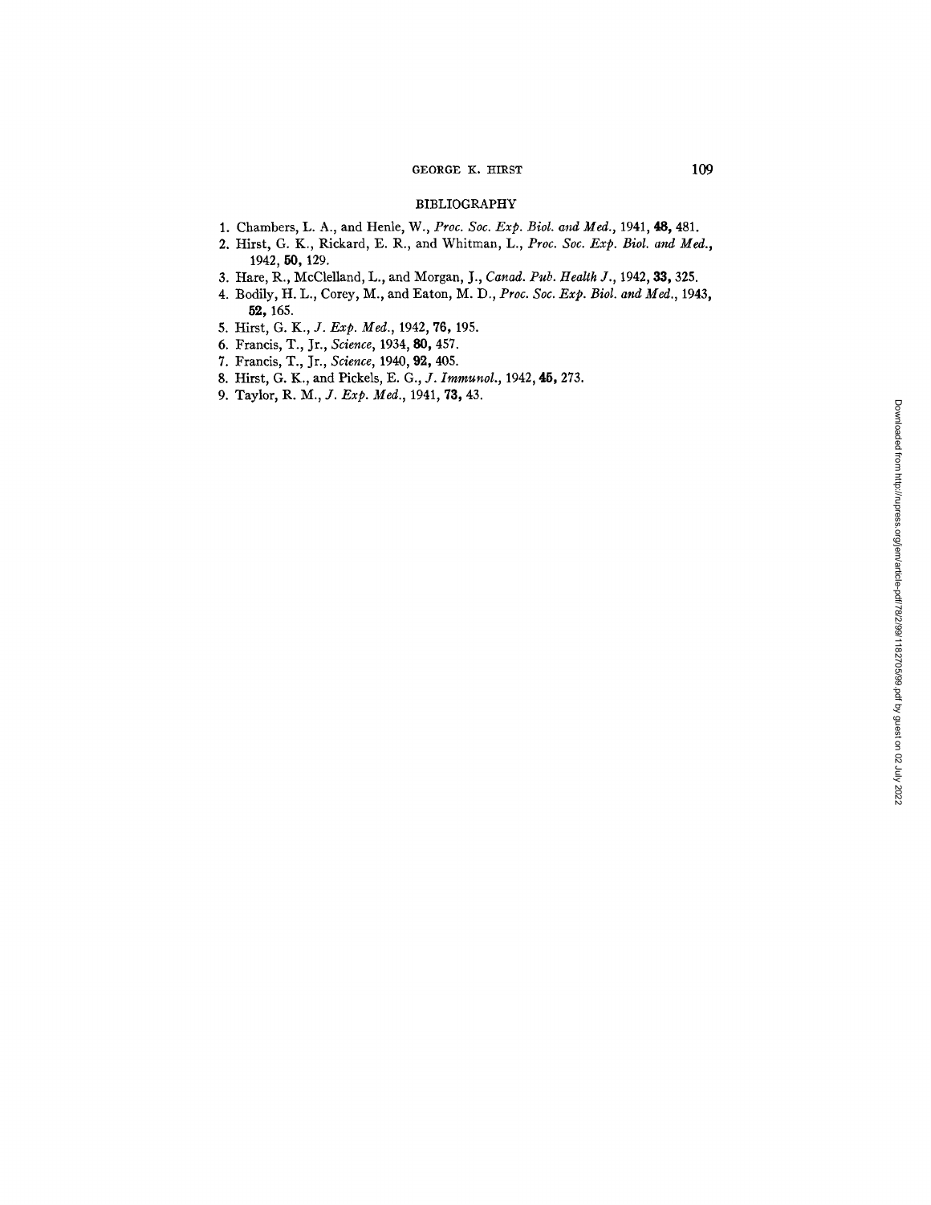## BIBLIOGRAPHY

1. Chambers, L. A., and Henle, W., *Proc. Soc. Exp. Biol. and Med.*, 1941, **48,** 481.
2. Hirst, G. K., Rickard, E. R., and Whitman, L., *Proc. Soc. Exp. Biol. and Med.*, 1942, **50,** 129.
3. Hare, R., McClelland, L., and Morgan, J., *Canad. Pub. Health J.*, 1942, **33,** 325.
4. Bodily, H. L., Corey, M., and Eaton, M. D., *Proc. Soc. Exp. Biol. and Med.*, 1943, **52,** 165.
5. Hirst, G. K., *J. Exp. Med.*, 1942, **76,** 195.
6. Francis, T., Jr., *Science*, 1934, **80,** 457.
7. Francis, T., Jr., *Science*, 1940, **92,** 405.
8. Hirst, G. K., and Pickels, E. G., *J. Immunol.*, 1942, **45,** 273.
9. Taylor, R. M., *J. Exp. Med.*, 1941, **73,** 43.